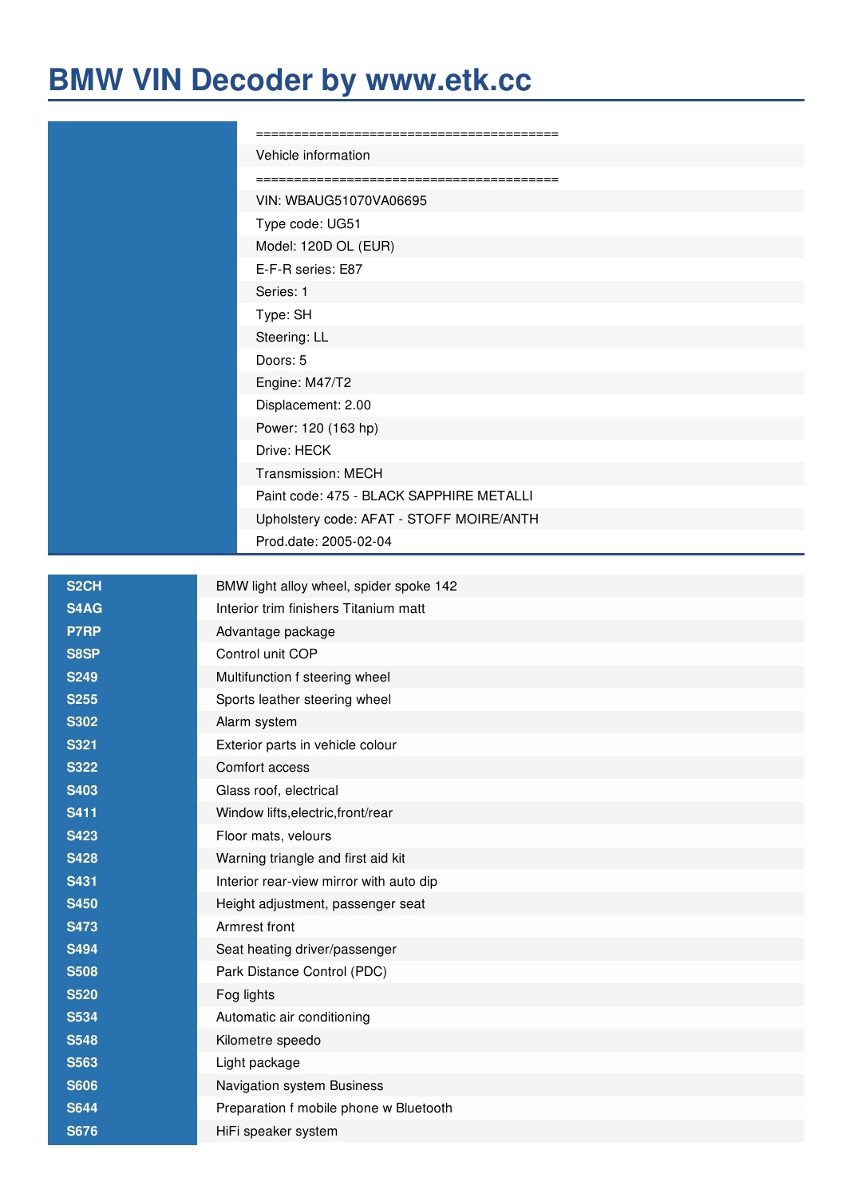# BMW VIN Decoder by www.etk.cc

========================================

Vehicle information

========================================

VIN: WBAUG51070VA06695

Type code: UG51

Model: 120D OL (EUR)

E-F-R series: E87

Series: 1

Type: SH

Steering: LL

Doors: 5

Engine: M47/T2

Displacement: 2.00

Power: 120 (163 hp)

Drive: HECK

Transmission: MECH

Paint code: 475 - BLACK SAPPHIRE METALLI

Upholstery code: AFAT - STOFF MOIRE/ANTH

Prod.date: 2005-02-04

| | |
|---|---|
| **S2CH** | BMW light alloy wheel, spider spoke 142 |
| **S4AG** | Interior trim finishers Titanium matt |
| **P7RP** | Advantage package |
| **S8SP** | Control unit COP |
| **S249** | Multifunction f steering wheel |
| **S255** | Sports leather steering wheel |
| **S302** | Alarm system |
| **S321** | Exterior parts in vehicle colour |
| **S322** | Comfort access |
| **S403** | Glass roof, electrical |
| **S411** | Window lifts,electric,front/rear |
| **S423** | Floor mats, velours |
| **S428** | Warning triangle and first aid kit |
| **S431** | Interior rear-view mirror with auto dip |
| **S450** | Height adjustment, passenger seat |
| **S473** | Armrest front |
| **S494** | Seat heating driver/passenger |
| **S508** | Park Distance Control (PDC) |
| **S520** | Fog lights |
| **S534** | Automatic air conditioning |
| **S548** | Kilometre speedo |
| **S563** | Light package |
| **S606** | Navigation system Business |
| **S644** | Preparation f mobile phone w Bluetooth |
| **S676** | HiFi speaker system |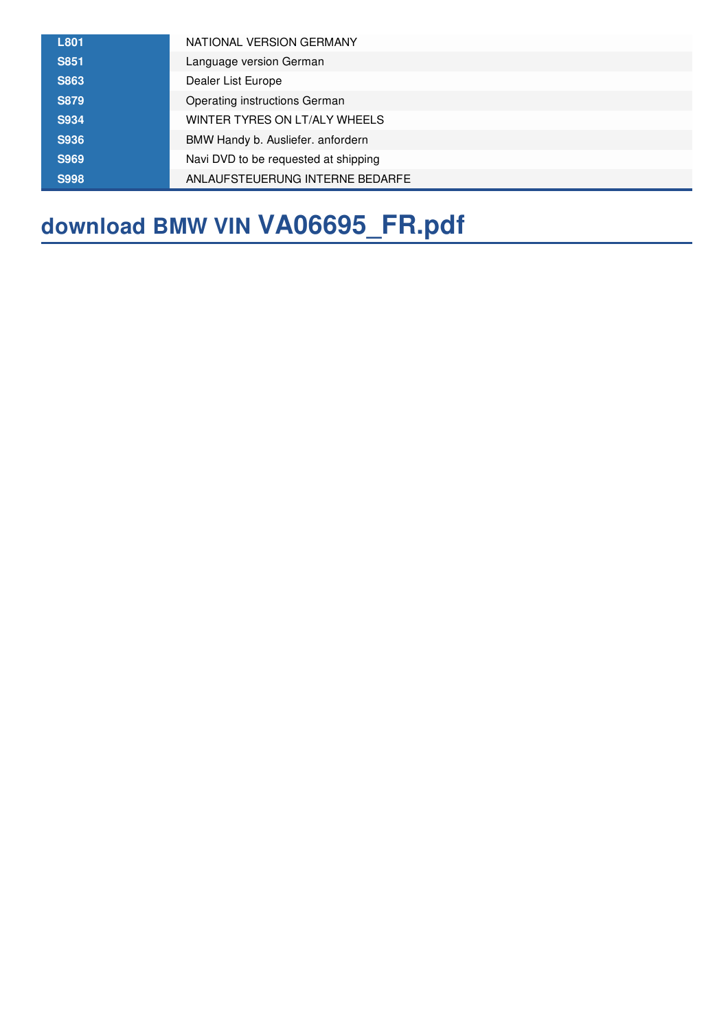| | |
|---|---|
| L801 | NATIONAL VERSION GERMANY |
| S851 | Language version German |
| S863 | Dealer List Europe |
| S879 | Operating instructions German |
| S934 | WINTER TYRES ON LT/ALY WHEELS |
| S936 | BMW Handy b. Ausliefer. anfordern |
| S969 | Navi DVD to be requested at shipping |
| S998 | ANLAUFSTEUERUNG INTERNE BEDARFE |

## download BMW VIN VA06695_FR.pdf